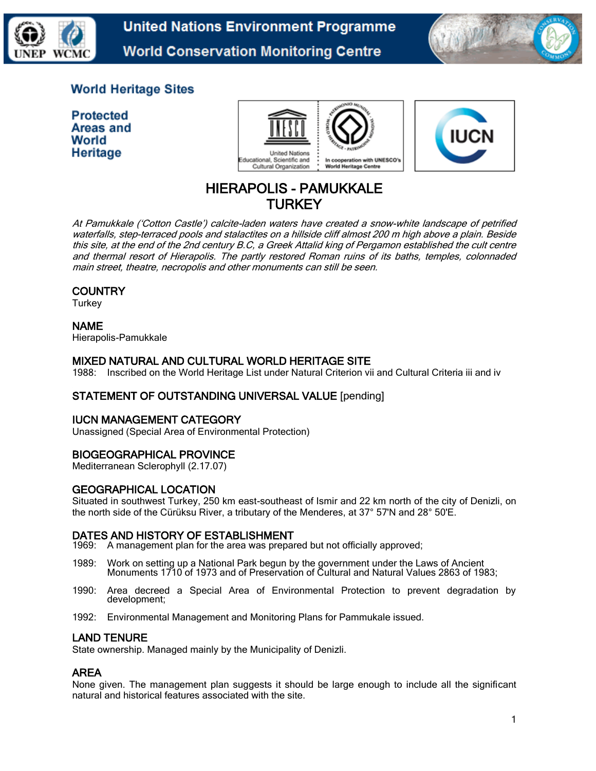World Heritage Sites

Protected Areas and World Heritage

# HIERAPOLIS - PAMUKKALE
# TURKEY

*At Pamukkale ('Cotton Castle') calcite-laden waters have created a snow-white landscape of petrified waterfalls, step-terraced pools and stalactites on a hillside cliff almost 200 m high above a plain. Beside this site, at the end of the 2nd century B.C, a Greek Attalid king of Pergamon established the cult centre and thermal resort of Hierapolis. The partly restored Roman ruins of its baths, temples, colonnaded main street, theatre, necropolis and other monuments can still be seen.*

## COUNTRY
Turkey

## NAME
Hierapolis-Pamukkale

## MIXED NATURAL AND CULTURAL WORLD HERITAGE SITE
1988: Inscribed on the World Heritage List under Natural Criterion vii and Cultural Criteria iii and iv

## STATEMENT OF OUTSTANDING UNIVERSAL VALUE [pending]

## IUCN MANAGEMENT CATEGORY
Unassigned (Special Area of Environmental Protection)

## BIOGEOGRAPHICAL PROVINCE
Mediterranean Sclerophyll (2.17.07)

## GEOGRAPHICAL LOCATION
Situated in southwest Turkey, 250 km east-southeast of Ismir and 22 km north of the city of Denizli, on the north side of the Cürüksu River, a tributary of the Menderes, at 37° 57'N and 28° 50'E.

## DATES AND HISTORY OF ESTABLISHMENT
1969: A management plan for the area was prepared but not officially approved;

1989: Work on setting up a National Park begun by the government under the Laws of Ancient Monuments 1710 of 1973 and of Preservation of Cultural and Natural Values 2863 of 1983;

1990: Area decreed a Special Area of Environmental Protection to prevent degradation by development;

1992: Environmental Management and Monitoring Plans for Pammukale issued.

## LAND TENURE
State ownership. Managed mainly by the Municipality of Denizli.

## AREA
None given. The management plan suggests it should be large enough to include all the significant natural and historical features associated with the site.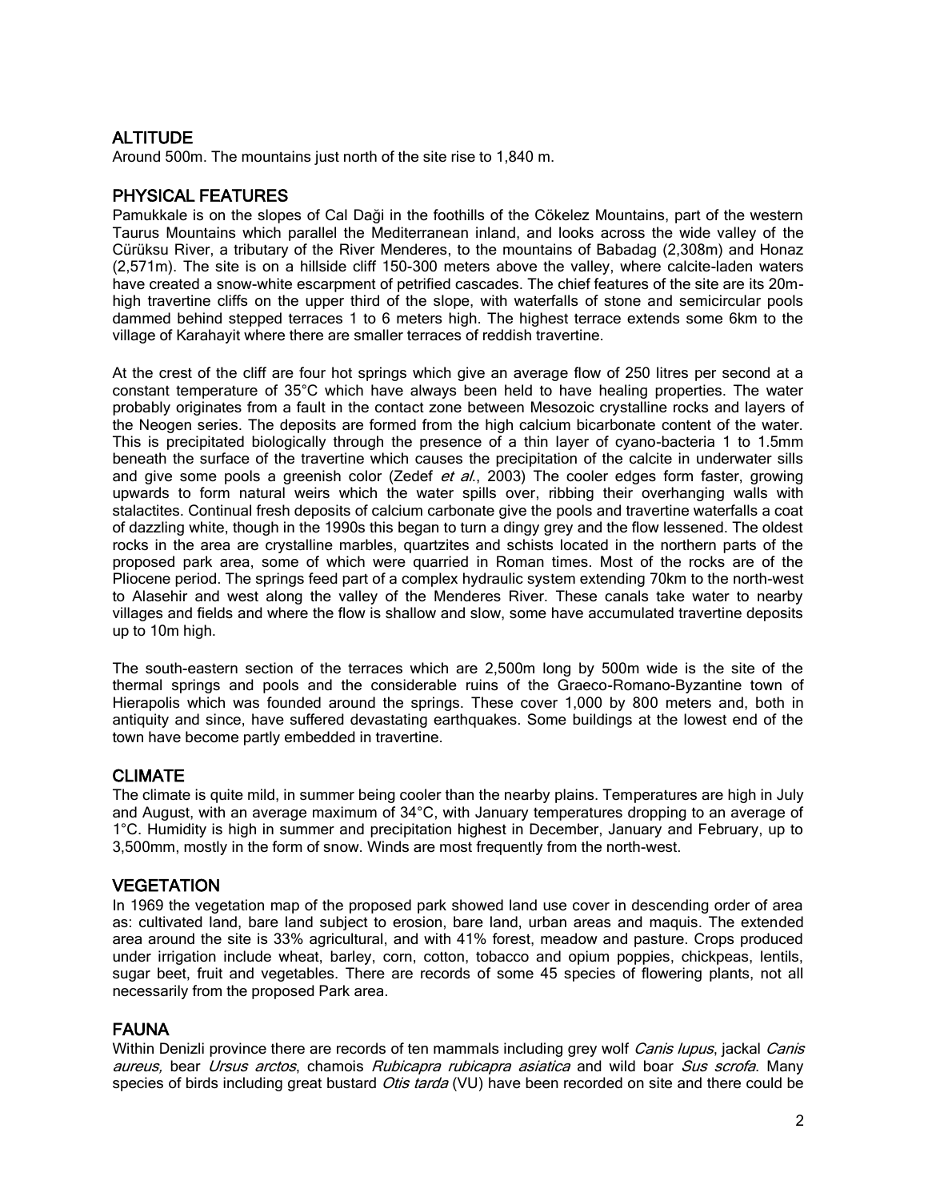## ALTITUDE

Around 500m. The mountains just north of the site rise to 1,840 m.

## PHYSICAL FEATURES

Pamukkale is on the slopes of Cal Daği in the foothills of the Cökelez Mountains, part of the western Taurus Mountains which parallel the Mediterranean inland, and looks across the wide valley of the Cürüksu River, a tributary of the River Menderes, to the mountains of Babadag (2,308m) and Honaz (2,571m). The site is on a hillside cliff 150-300 meters above the valley, where calcite-laden waters have created a snow-white escarpment of petrified cascades. The chief features of the site are its 20m-high travertine cliffs on the upper third of the slope, with waterfalls of stone and semicircular pools dammed behind stepped terraces 1 to 6 meters high. The highest terrace extends some 6km to the village of Karahayit where there are smaller terraces of reddish travertine.

At the crest of the cliff are four hot springs which give an average flow of 250 litres per second at a constant temperature of 35°C which have always been held to have healing properties. The water probably originates from a fault in the contact zone between Mesozoic crystalline rocks and layers of the Neogen series. The deposits are formed from the high calcium bicarbonate content of the water. This is precipitated biologically through the presence of a thin layer of cyano-bacteria 1 to 1.5mm beneath the surface of the travertine which causes the precipitation of the calcite in underwater sills and give some pools a greenish color (Zedef *et al.*, 2003) The cooler edges form faster, growing upwards to form natural weirs which the water spills over, ribbing their overhanging walls with stalactites. Continual fresh deposits of calcium carbonate give the pools and travertine waterfalls a coat of dazzling white, though in the 1990s this began to turn a dingy grey and the flow lessened. The oldest rocks in the area are crystalline marbles, quartzites and schists located in the northern parts of the proposed park area, some of which were quarried in Roman times. Most of the rocks are of the Pliocene period. The springs feed part of a complex hydraulic system extending 70km to the north-west to Alasehir and west along the valley of the Menderes River. These canals take water to nearby villages and fields and where the flow is shallow and slow, some have accumulated travertine deposits up to 10m high.

The south-eastern section of the terraces which are 2,500m long by 500m wide is the site of the thermal springs and pools and the considerable ruins of the Graeco-Romano-Byzantine town of Hierapolis which was founded around the springs. These cover 1,000 by 800 meters and, both in antiquity and since, have suffered devastating earthquakes. Some buildings at the lowest end of the town have become partly embedded in travertine.

## CLIMATE

The climate is quite mild, in summer being cooler than the nearby plains. Temperatures are high in July and August, with an average maximum of 34°C, with January temperatures dropping to an average of 1°C. Humidity is high in summer and precipitation highest in December, January and February, up to 3,500mm, mostly in the form of snow. Winds are most frequently from the north-west.

## VEGETATION

In 1969 the vegetation map of the proposed park showed land use cover in descending order of area as: cultivated land, bare land subject to erosion, bare land, urban areas and maquis. The extended area around the site is 33% agricultural, and with 41% forest, meadow and pasture. Crops produced under irrigation include wheat, barley, corn, cotton, tobacco and opium poppies, chickpeas, lentils, sugar beet, fruit and vegetables. There are records of some 45 species of flowering plants, not all necessarily from the proposed Park area.

## FAUNA

Within Denizli province there are records of ten mammals including grey wolf *Canis lupus*, jackal *Canis aureus,* bear *Ursus arctos*, chamois *Rubicapra rubicapra asiatica* and wild boar *Sus scrofa*. Many species of birds including great bustard *Otis tarda* (VU) have been recorded on site and there could be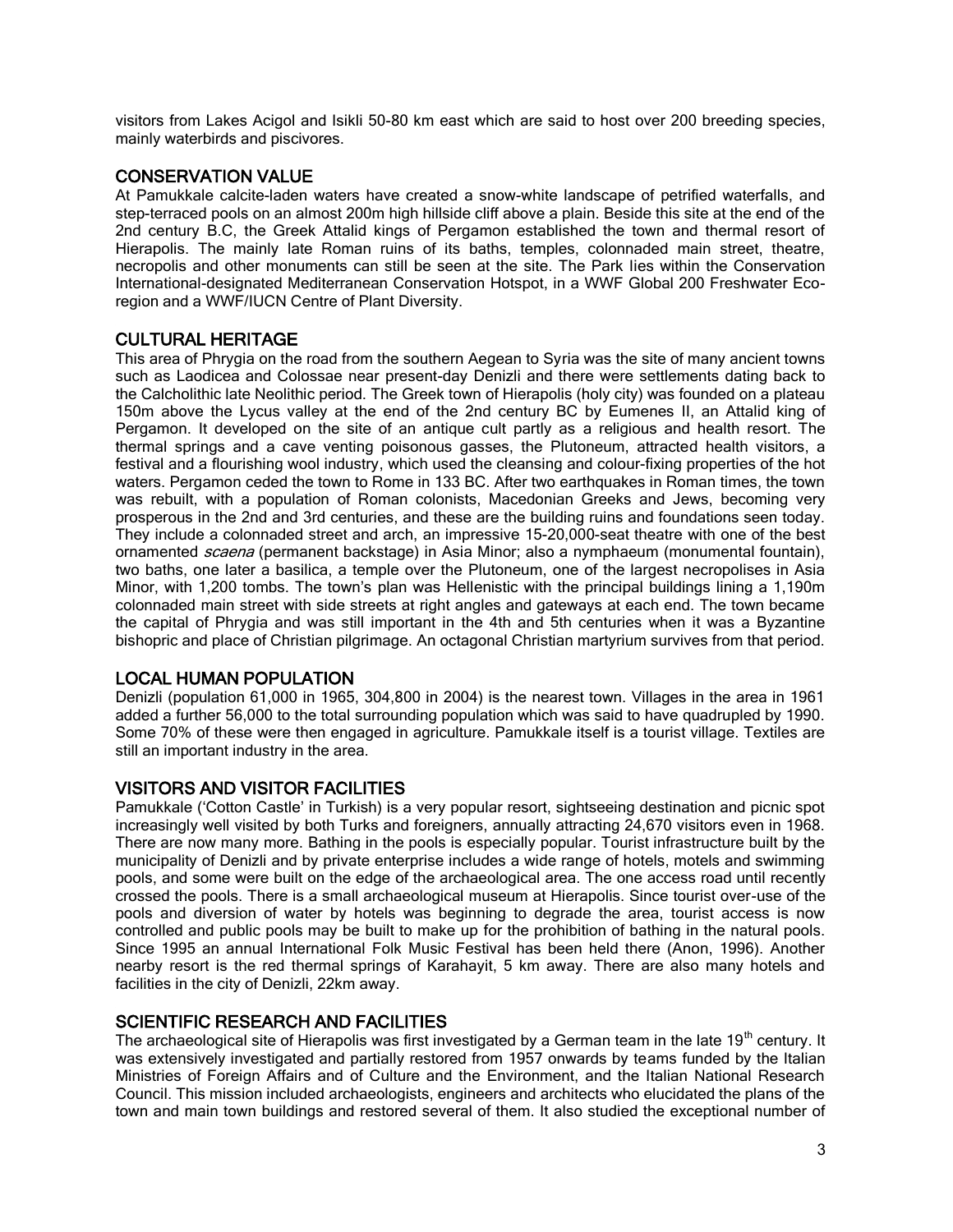visitors from Lakes Acigol and Isikli 50-80 km east which are said to host over 200 breeding species, mainly waterbirds and piscivores.

## CONSERVATION VALUE

At Pamukkale calcite-laden waters have created a snow-white landscape of petrified waterfalls, and step-terraced pools on an almost 200m high hillside cliff above a plain. Beside this site at the end of the 2nd century B.C, the Greek Attalid kings of Pergamon established the town and thermal resort of Hierapolis. The mainly late Roman ruins of its baths, temples, colonnaded main street, theatre, necropolis and other monuments can still be seen at the site. The Park lies within the Conservation International-designated Mediterranean Conservation Hotspot, in a WWF Global 200 Freshwater Eco-region and a WWF/IUCN Centre of Plant Diversity.

## CULTURAL HERITAGE

This area of Phrygia on the road from the southern Aegean to Syria was the site of many ancient towns such as Laodicea and Colossae near present-day Denizli and there were settlements dating back to the Calcholithic late Neolithic period. The Greek town of Hierapolis (holy city) was founded on a plateau 150m above the Lycus valley at the end of the 2nd century BC by Eumenes II, an Attalid king of Pergamon. It developed on the site of an antique cult partly as a religious and health resort. The thermal springs and a cave venting poisonous gasses, the Plutoneum, attracted health visitors, a festival and a flourishing wool industry, which used the cleansing and colour-fixing properties of the hot waters. Pergamon ceded the town to Rome in 133 BC. After two earthquakes in Roman times, the town was rebuilt, with a population of Roman colonists, Macedonian Greeks and Jews, becoming very prosperous in the 2nd and 3rd centuries, and these are the building ruins and foundations seen today. They include a colonnaded street and arch, an impressive 15-20,000-seat theatre with one of the best ornamented *scaena* (permanent backstage) in Asia Minor; also a nymphaeum (monumental fountain), two baths, one later a basilica, a temple over the Plutoneum, one of the largest necropolises in Asia Minor, with 1,200 tombs. The town's plan was Hellenistic with the principal buildings lining a 1,190m colonnaded main street with side streets at right angles and gateways at each end. The town became the capital of Phrygia and was still important in the 4th and 5th centuries when it was a Byzantine bishopric and place of Christian pilgrimage. An octagonal Christian martyrium survives from that period.

## LOCAL HUMAN POPULATION

Denizli (population 61,000 in 1965, 304,800 in 2004) is the nearest town. Villages in the area in 1961 added a further 56,000 to the total surrounding population which was said to have quadrupled by 1990. Some 70% of these were then engaged in agriculture. Pamukkale itself is a tourist village. Textiles are still an important industry in the area.

## VISITORS AND VISITOR FACILITIES

Pamukkale ('Cotton Castle' in Turkish) is a very popular resort, sightseeing destination and picnic spot increasingly well visited by both Turks and foreigners, annually attracting 24,670 visitors even in 1968. There are now many more. Bathing in the pools is especially popular. Tourist infrastructure built by the municipality of Denizli and by private enterprise includes a wide range of hotels, motels and swimming pools, and some were built on the edge of the archaeological area. The one access road until recently crossed the pools. There is a small archaeological museum at Hierapolis. Since tourist over-use of the pools and diversion of water by hotels was beginning to degrade the area, tourist access is now controlled and public pools may be built to make up for the prohibition of bathing in the natural pools. Since 1995 an annual International Folk Music Festival has been held there (Anon, 1996). Another nearby resort is the red thermal springs of Karahayit, 5 km away. There are also many hotels and facilities in the city of Denizli, 22km away.

## SCIENTIFIC RESEARCH AND FACILITIES

The archaeological site of Hierapolis was first investigated by a German team in the late 19th century. It was extensively investigated and partially restored from 1957 onwards by teams funded by the Italian Ministries of Foreign Affairs and of Culture and the Environment, and the Italian National Research Council. This mission included archaeologists, engineers and architects who elucidated the plans of the town and main town buildings and restored several of them. It also studied the exceptional number of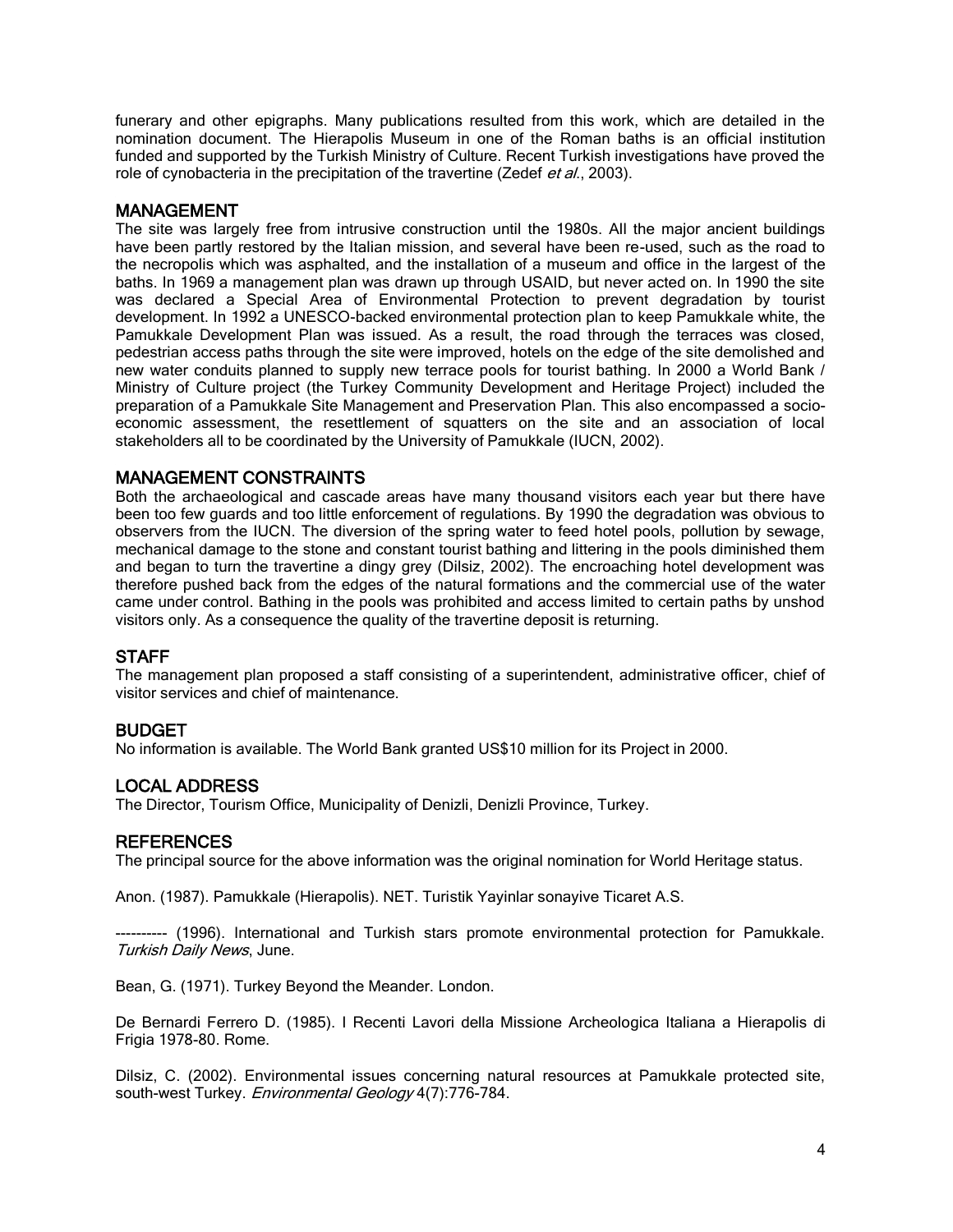funerary and other epigraphs. Many publications resulted from this work, which are detailed in the nomination document. The Hierapolis Museum in one of the Roman baths is an official institution funded and supported by the Turkish Ministry of Culture. Recent Turkish investigations have proved the role of cynobacteria in the precipitation of the travertine (Zedef *et al.*, 2003).

## MANAGEMENT

The site was largely free from intrusive construction until the 1980s. All the major ancient buildings have been partly restored by the Italian mission, and several have been re-used, such as the road to the necropolis which was asphalted, and the installation of a museum and office in the largest of the baths. In 1969 a management plan was drawn up through USAID, but never acted on. In 1990 the site was declared a Special Area of Environmental Protection to prevent degradation by tourist development. In 1992 a UNESCO-backed environmental protection plan to keep Pamukkale white, the Pamukkale Development Plan was issued. As a result, the road through the terraces was closed, pedestrian access paths through the site were improved, hotels on the edge of the site demolished and new water conduits planned to supply new terrace pools for tourist bathing. In 2000 a World Bank / Ministry of Culture project (the Turkey Community Development and Heritage Project) included the preparation of a Pamukkale Site Management and Preservation Plan. This also encompassed a socio-economic assessment, the resettlement of squatters on the site and an association of local stakeholders all to be coordinated by the University of Pamukkale (IUCN, 2002).

## MANAGEMENT CONSTRAINTS

Both the archaeological and cascade areas have many thousand visitors each year but there have been too few guards and too little enforcement of regulations. By 1990 the degradation was obvious to observers from the IUCN. The diversion of the spring water to feed hotel pools, pollution by sewage, mechanical damage to the stone and constant tourist bathing and littering in the pools diminished them and began to turn the travertine a dingy grey (Dilsiz, 2002). The encroaching hotel development was therefore pushed back from the edges of the natural formations and the commercial use of the water came under control. Bathing in the pools was prohibited and access limited to certain paths by unshod visitors only. As a consequence the quality of the travertine deposit is returning.

## STAFF

The management plan proposed a staff consisting of a superintendent, administrative officer, chief of visitor services and chief of maintenance.

## BUDGET

No information is available. The World Bank granted US$10 million for its Project in 2000.

## LOCAL ADDRESS

The Director, Tourism Office, Municipality of Denizli, Denizli Province, Turkey.

## REFERENCES

The principal source for the above information was the original nomination for World Heritage status.

Anon. (1987). Pamukkale (Hierapolis). NET. Turistik Yayinlar sonayive Ticaret A.S.

---------- (1996). International and Turkish stars promote environmental protection for Pamukkale. *Turkish Daily News*, June.

Bean, G. (1971). Turkey Beyond the Meander. London.

De Bernardi Ferrero D. (1985). I Recenti Lavori della Missione Archeologica Italiana a Hierapolis di Frigia 1978-80. Rome.

Dilsiz, C. (2002). Environmental issues concerning natural resources at Pamukkale protected site, south-west Turkey. *Environmental Geology* 4(7):776-784.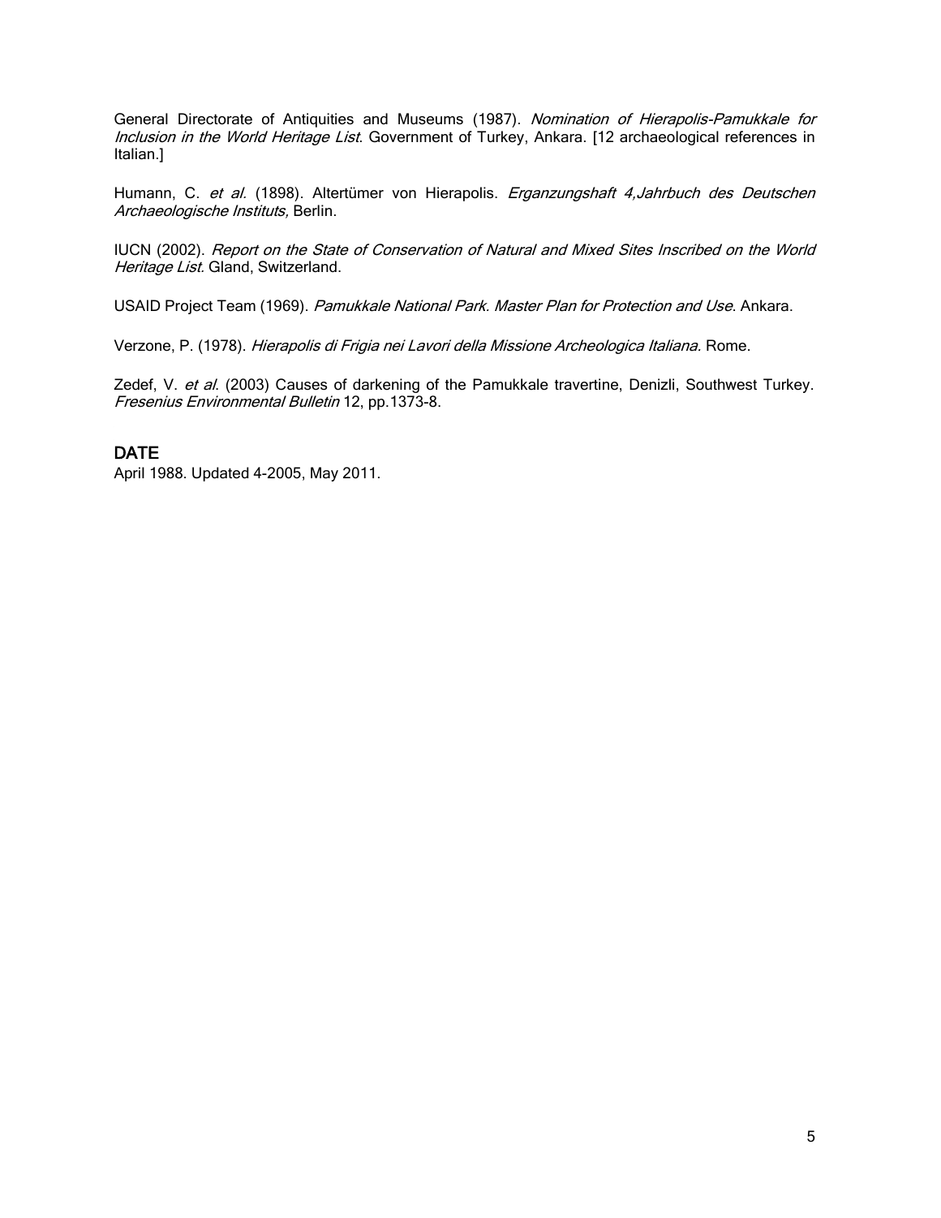General Directorate of Antiquities and Museums (1987). *Nomination of Hierapolis-Pamukkale for Inclusion in the World Heritage List*. Government of Turkey, Ankara. [12 archaeological references in Italian.]

Humann, C. *et al.* (1898). Altertümer von Hierapolis. *Erganzungshaft 4,Jahrbuch des Deutschen Archaeologische Instituts,* Berlin.

IUCN (2002). *Report on the State of Conservation of Natural and Mixed Sites Inscribed on the World Heritage List.* Gland, Switzerland.

USAID Project Team (1969). *Pamukkale National Park. Master Plan for Protection and Use*. Ankara.

Verzone, P. (1978). *Hierapolis di Frigia nei Lavori della Missione Archeologica Italiana.* Rome.

Zedef, V. *et al*. (2003) Causes of darkening of the Pamukkale travertine, Denizli, Southwest Turkey. *Fresenius Environmental Bulletin* 12, pp.1373-8.

## DATE

April 1988. Updated 4-2005, May 2011.